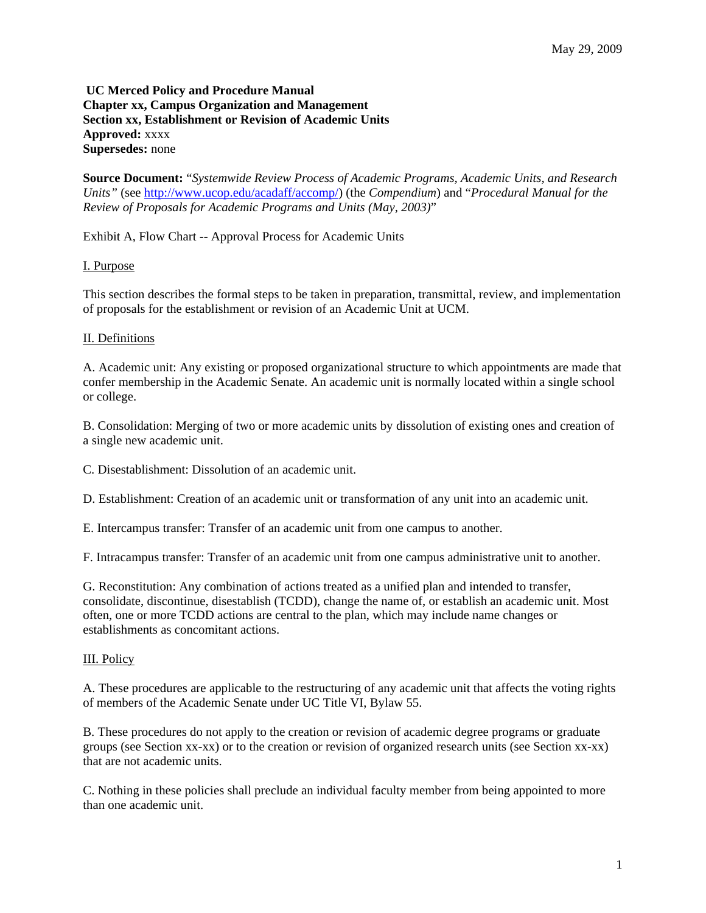May 29, 2009

**UC Merced Policy and Procedure Manual**
**Chapter xx, Campus Organization and Management**
**Section xx, Establishment or Revision of Academic Units**
**Approved:** xxxx
**Supersedes:** none

**Source Document:** "*Systemwide Review Process of Academic Programs, Academic Units, and Research Units"* (see http://www.ucop.edu/acadaff/accomp/) (the *Compendium*) and "*Procedural Manual for the Review of Proposals for Academic Programs and Units (May, 2003)*"

Exhibit A, Flow Chart -- Approval Process for Academic Units

## I. Purpose

This section describes the formal steps to be taken in preparation, transmittal, review, and implementation of proposals for the establishment or revision of an Academic Unit at UCM.

## II. Definitions

A. Academic unit: Any existing or proposed organizational structure to which appointments are made that confer membership in the Academic Senate. An academic unit is normally located within a single school or college.

B. Consolidation: Merging of two or more academic units by dissolution of existing ones and creation of a single new academic unit.

C. Disestablishment: Dissolution of an academic unit.

D. Establishment: Creation of an academic unit or transformation of any unit into an academic unit.

E. Intercampus transfer: Transfer of an academic unit from one campus to another.

F. Intracampus transfer: Transfer of an academic unit from one campus administrative unit to another.

G. Reconstitution: Any combination of actions treated as a unified plan and intended to transfer, consolidate, discontinue, disestablish (TCDD), change the name of, or establish an academic unit. Most often, one or more TCDD actions are central to the plan, which may include name changes or establishments as concomitant actions.

## III. Policy

A. These procedures are applicable to the restructuring of any academic unit that affects the voting rights of members of the Academic Senate under UC Title VI, Bylaw 55.

B. These procedures do not apply to the creation or revision of academic degree programs or graduate groups (see Section xx-xx) or to the creation or revision of organized research units (see Section xx-xx) that are not academic units.

C. Nothing in these policies shall preclude an individual faculty member from being appointed to more than one academic unit.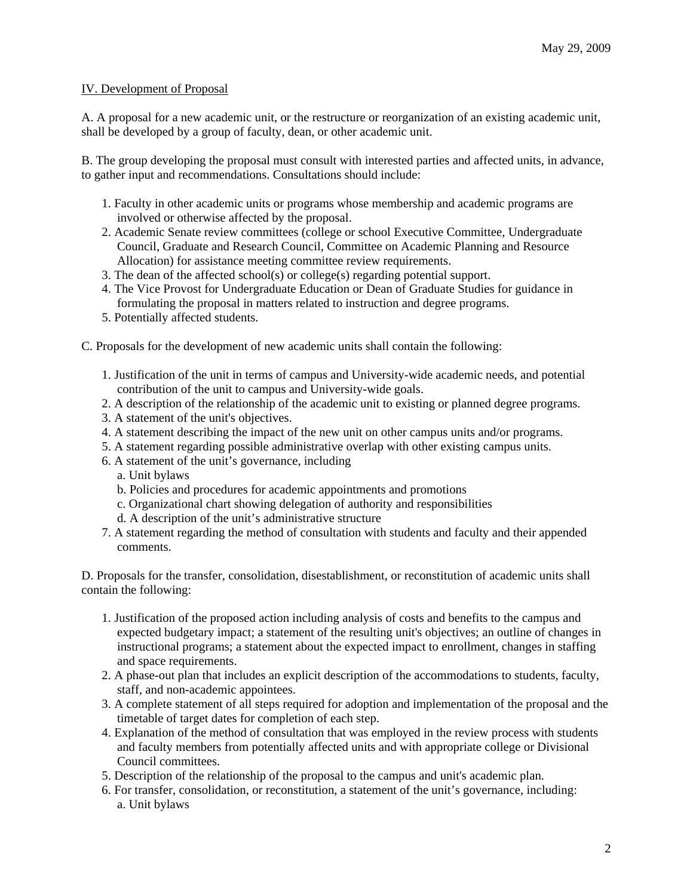## IV. Development of Proposal

A. A proposal for a new academic unit, or the restructure or reorganization of an existing academic unit, shall be developed by a group of faculty, dean, or other academic unit.

B. The group developing the proposal must consult with interested parties and affected units, in advance, to gather input and recommendations. Consultations should include:

1. Faculty in other academic units or programs whose membership and academic programs are involved or otherwise affected by the proposal.
2. Academic Senate review committees (college or school Executive Committee, Undergraduate Council, Graduate and Research Council, Committee on Academic Planning and Resource Allocation) for assistance meeting committee review requirements.
3. The dean of the affected school(s) or college(s) regarding potential support.
4. The Vice Provost for Undergraduate Education or Dean of Graduate Studies for guidance in formulating the proposal in matters related to instruction and degree programs.
5. Potentially affected students.

C. Proposals for the development of new academic units shall contain the following:

1. Justification of the unit in terms of campus and University-wide academic needs, and potential contribution of the unit to campus and University-wide goals.
2. A description of the relationship of the academic unit to existing or planned degree programs.
3. A statement of the unit's objectives.
4. A statement describing the impact of the new unit on other campus units and/or programs.
5. A statement regarding possible administrative overlap with other existing campus units.
6. A statement of the unit's governance, including
   a. Unit bylaws
   b. Policies and procedures for academic appointments and promotions
   c. Organizational chart showing delegation of authority and responsibilities
   d. A description of the unit's administrative structure
7. A statement regarding the method of consultation with students and faculty and their appended comments.

D. Proposals for the transfer, consolidation, disestablishment, or reconstitution of academic units shall contain the following:

1. Justification of the proposed action including analysis of costs and benefits to the campus and expected budgetary impact; a statement of the resulting unit's objectives; an outline of changes in instructional programs; a statement about the expected impact to enrollment, changes in staffing and space requirements.
2. A phase-out plan that includes an explicit description of the accommodations to students, faculty, staff, and non-academic appointees.
3. A complete statement of all steps required for adoption and implementation of the proposal and the timetable of target dates for completion of each step.
4. Explanation of the method of consultation that was employed in the review process with students and faculty members from potentially affected units and with appropriate college or Divisional Council committees.
5. Description of the relationship of the proposal to the campus and unit's academic plan.
6. For transfer, consolidation, or reconstitution, a statement of the unit's governance, including:
   a. Unit bylaws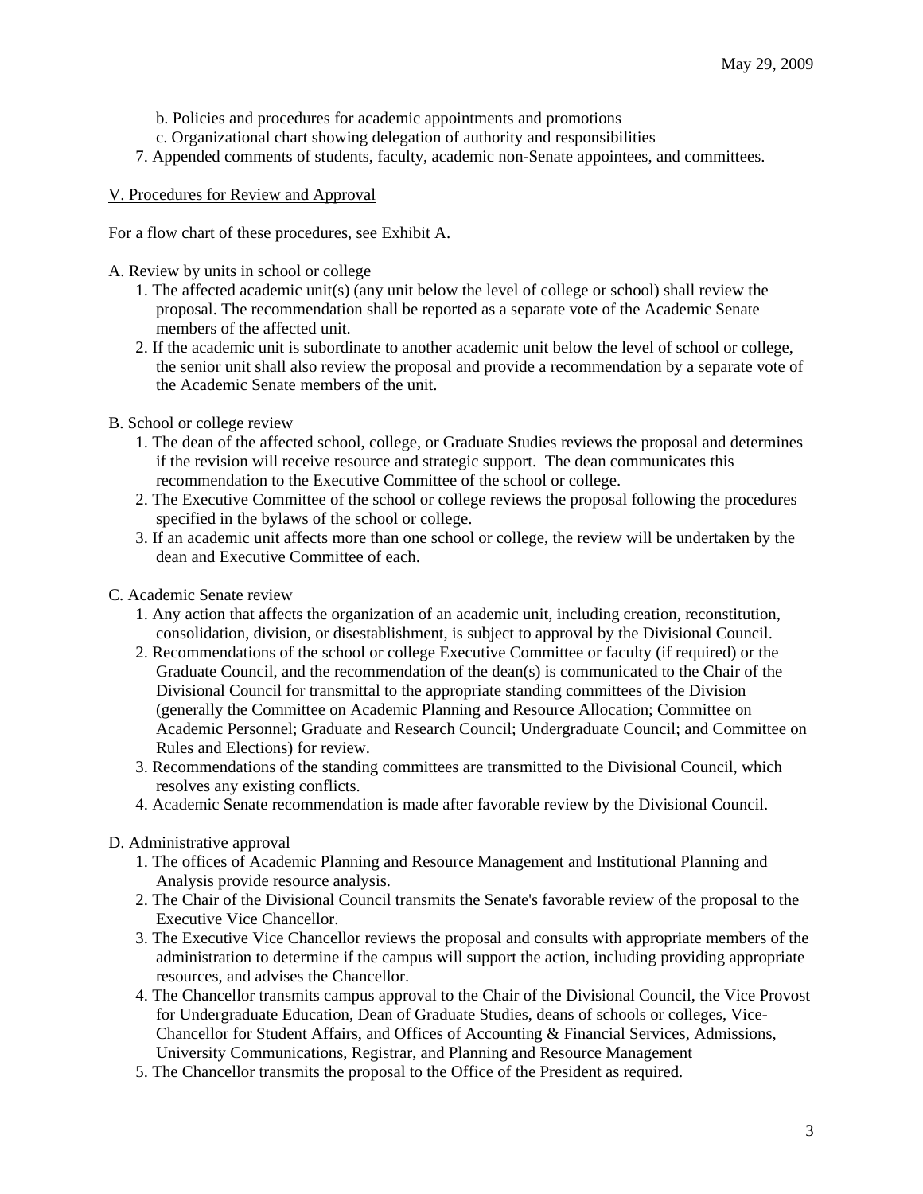b. Policies and procedures for academic appointments and promotions
c. Organizational chart showing delegation of authority and responsibilities

7. Appended comments of students, faculty, academic non-Senate appointees, and committees.

## V. Procedures for Review and Approval

For a flow chart of these procedures, see Exhibit A.

A. Review by units in school or college

1. The affected academic unit(s) (any unit below the level of college or school) shall review the proposal. The recommendation shall be reported as a separate vote of the Academic Senate members of the affected unit.
2. If the academic unit is subordinate to another academic unit below the level of school or college, the senior unit shall also review the proposal and provide a recommendation by a separate vote of the Academic Senate members of the unit.

B. School or college review

1. The dean of the affected school, college, or Graduate Studies reviews the proposal and determines if the revision will receive resource and strategic support. The dean communicates this recommendation to the Executive Committee of the school or college.
2. The Executive Committee of the school or college reviews the proposal following the procedures specified in the bylaws of the school or college.
3. If an academic unit affects more than one school or college, the review will be undertaken by the dean and Executive Committee of each.

C. Academic Senate review

1. Any action that affects the organization of an academic unit, including creation, reconstitution, consolidation, division, or disestablishment, is subject to approval by the Divisional Council.
2. Recommendations of the school or college Executive Committee or faculty (if required) or the Graduate Council, and the recommendation of the dean(s) is communicated to the Chair of the Divisional Council for transmittal to the appropriate standing committees of the Division (generally the Committee on Academic Planning and Resource Allocation; Committee on Academic Personnel; Graduate and Research Council; Undergraduate Council; and Committee on Rules and Elections) for review.
3. Recommendations of the standing committees are transmitted to the Divisional Council, which resolves any existing conflicts.
4. Academic Senate recommendation is made after favorable review by the Divisional Council.

D. Administrative approval

1. The offices of Academic Planning and Resource Management and Institutional Planning and Analysis provide resource analysis.
2. The Chair of the Divisional Council transmits the Senate's favorable review of the proposal to the Executive Vice Chancellor.
3. The Executive Vice Chancellor reviews the proposal and consults with appropriate members of the administration to determine if the campus will support the action, including providing appropriate resources, and advises the Chancellor.
4. The Chancellor transmits campus approval to the Chair of the Divisional Council, the Vice Provost for Undergraduate Education, Dean of Graduate Studies, deans of schools or colleges, Vice-Chancellor for Student Affairs, and Offices of Accounting & Financial Services, Admissions, University Communications, Registrar, and Planning and Resource Management
5. The Chancellor transmits the proposal to the Office of the President as required.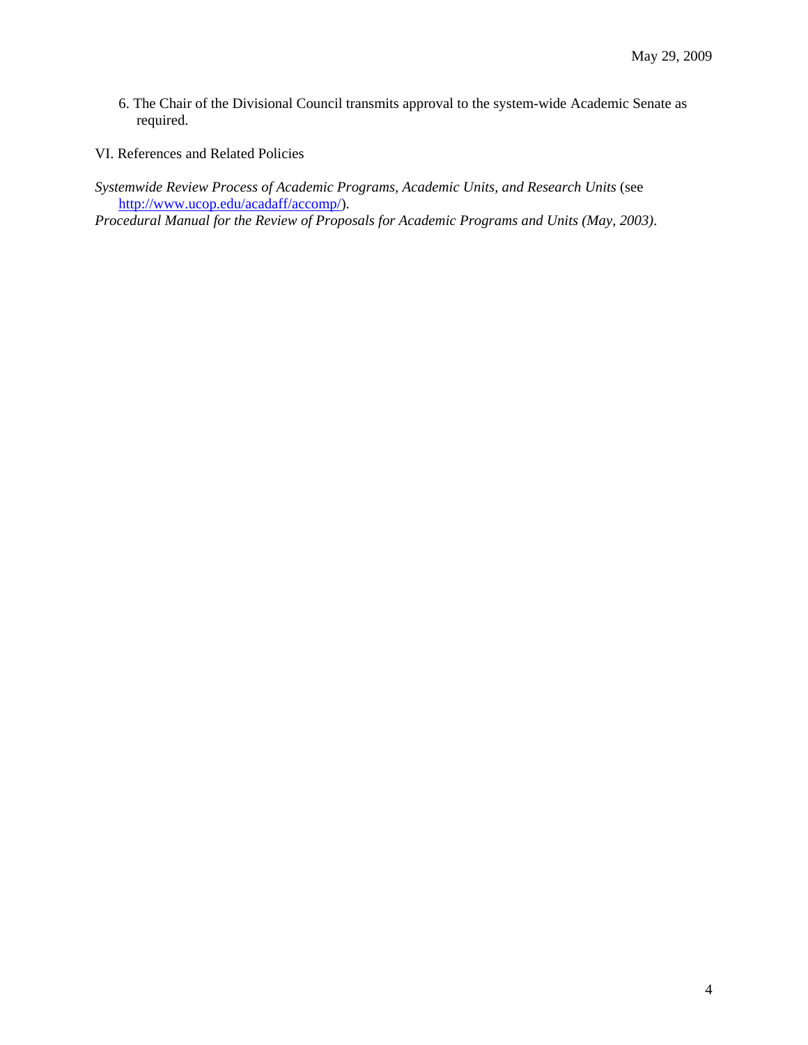6. The Chair of the Divisional Council transmits approval to the system-wide Academic Senate as required.

## VI. References and Related Policies

*Systemwide Review Process of Academic Programs, Academic Units, and Research Units* (see http://www.ucop.edu/acadaff/accomp/).

*Procedural Manual for the Review of Proposals for Academic Programs and Units (May, 2003)*.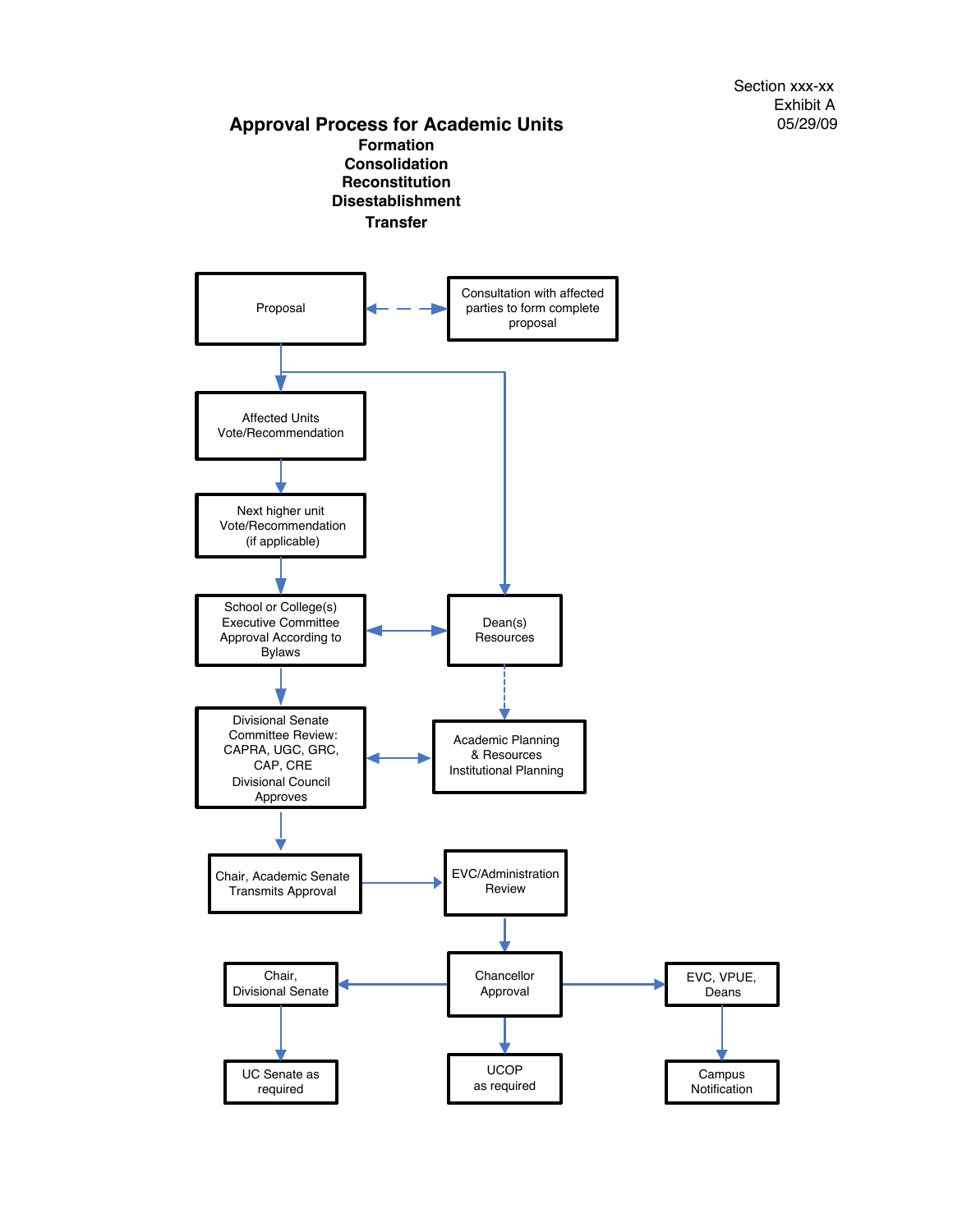Section xxx-xx
Exhibit A
05/29/09

# Approval Process for Academic Units

**Formation**
**Consolidation**
**Reconstitution**
**Disestablishment**
**Transfer**

Proposal

Consultation with affected parties to form complete proposal

Affected Units Vote/Recommendation

Next higher unit Vote/Recommendation (if applicable)

School or College(s) Executive Committee Approval According to Bylaws

Dean(s) Resources

Divisional Senate Committee Review: CAPRA, UGC, GRC, CAP, CRE Divisional Council Approves

Academic Planning & Resources Institutional Planning

Chair, Academic Senate Transmits Approval

EVC/Administration Review

Chancellor Approval

Chair, Divisional Senate

EVC, VPUE, Deans

UC Senate as required

UCOP as required

Campus Notification